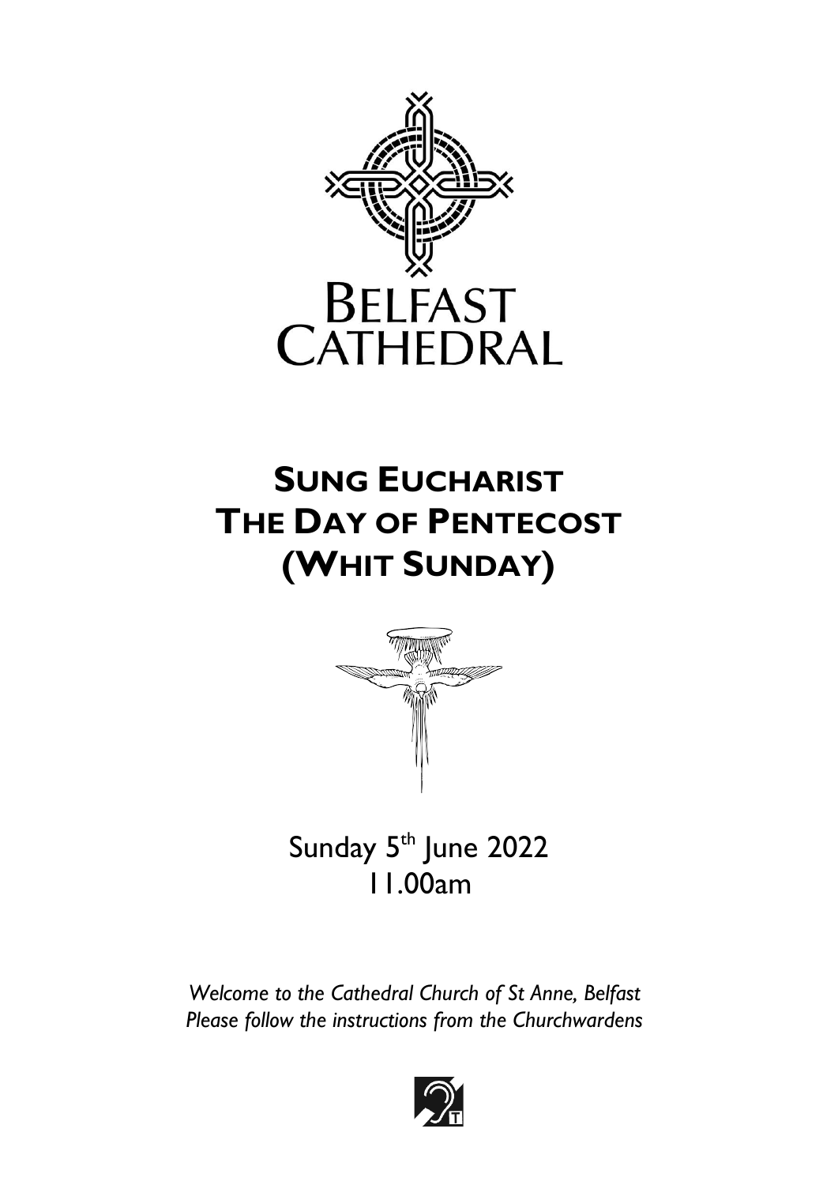BELFAST CATHEDRAL

# SUNG EUCHARIST
# THE DAY OF PENTECOST
# (WHIT SUNDAY)

Sunday 5th June 2022
11.00am

*Welcome to the Cathedral Church of St Anne, Belfast*
*Please follow the instructions from the Churchwardens*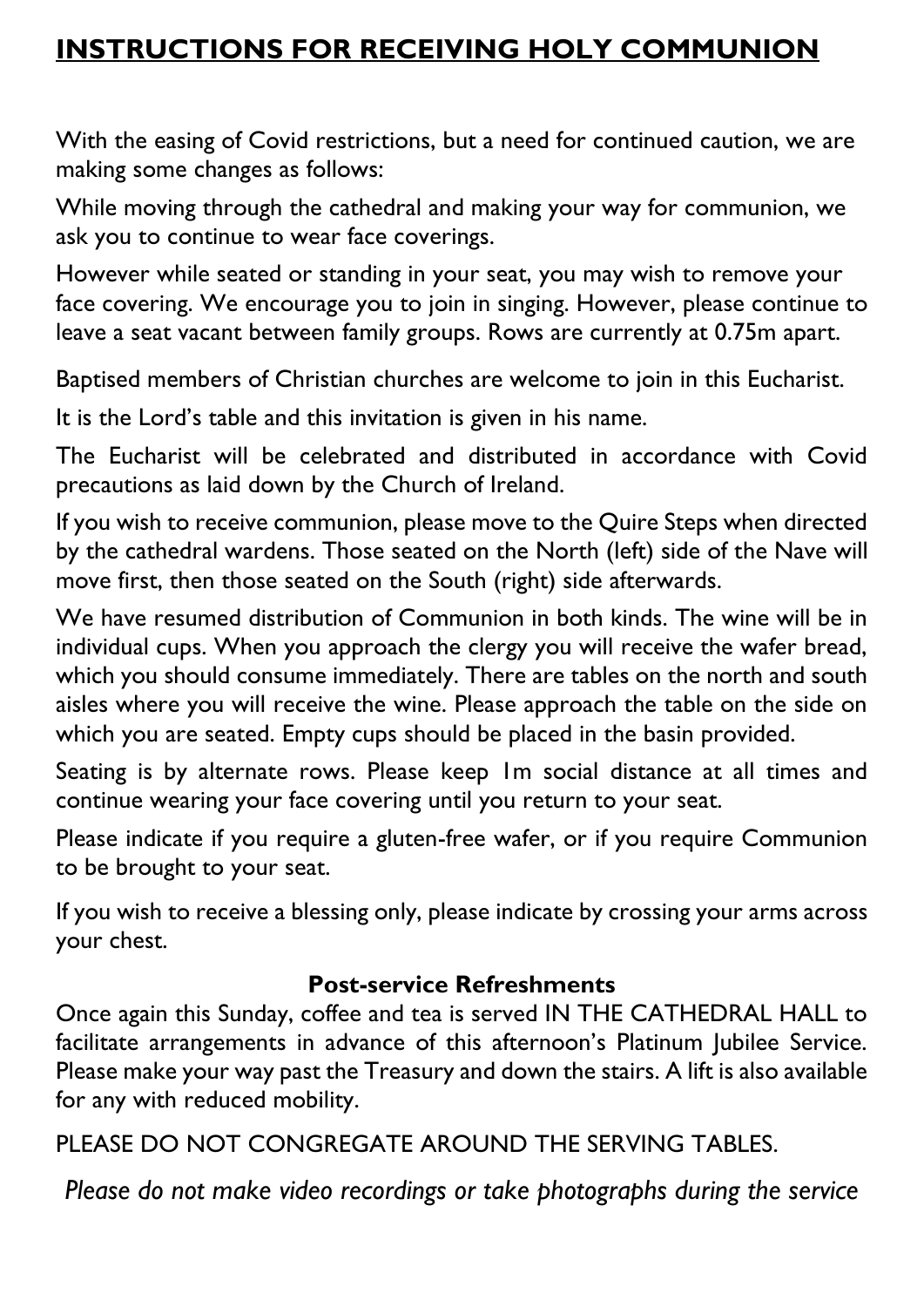# INSTRUCTIONS FOR RECEIVING HOLY COMMUNION

With the easing of Covid restrictions, but a need for continued caution, we are making some changes as follows:

While moving through the cathedral and making your way for communion, we ask you to continue to wear face coverings.

However while seated or standing in your seat, you may wish to remove your face covering. We encourage you to join in singing. However, please continue to leave a seat vacant between family groups. Rows are currently at 0.75m apart.

Baptised members of Christian churches are welcome to join in this Eucharist.

It is the Lord's table and this invitation is given in his name.

The Eucharist will be celebrated and distributed in accordance with Covid precautions as laid down by the Church of Ireland.

If you wish to receive communion, please move to the Quire Steps when directed by the cathedral wardens. Those seated on the North (left) side of the Nave will move first, then those seated on the South (right) side afterwards.

We have resumed distribution of Communion in both kinds. The wine will be in individual cups. When you approach the clergy you will receive the wafer bread, which you should consume immediately. There are tables on the north and south aisles where you will receive the wine. Please approach the table on the side on which you are seated. Empty cups should be placed in the basin provided.

Seating is by alternate rows. Please keep 1m social distance at all times and continue wearing your face covering until you return to your seat.

Please indicate if you require a gluten-free wafer, or if you require Communion to be brought to your seat.

If you wish to receive a blessing only, please indicate by crossing your arms across your chest.

**Post-service Refreshments**

Once again this Sunday, coffee and tea is served IN THE CATHEDRAL HALL to facilitate arrangements in advance of this afternoon's Platinum Jubilee Service. Please make your way past the Treasury and down the stairs. A lift is also available for any with reduced mobility.

PLEASE DO NOT CONGREGATE AROUND THE SERVING TABLES.

*Please do not make video recordings or take photographs during the service*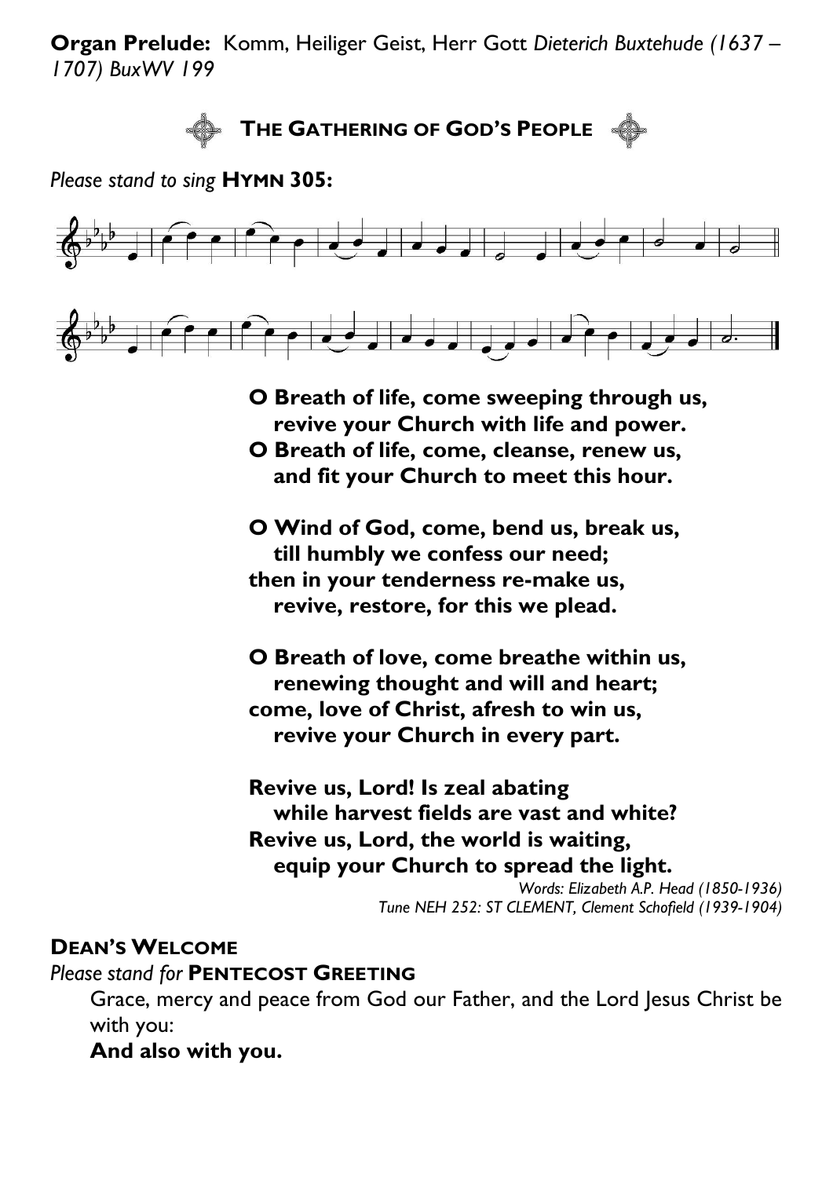**Organ Prelude:** Komm, Heiliger Geist, Herr Gott *Dieterich Buxtehude (1637 – 1707) BuxWV 199*

## THE GATHERING OF GOD'S PEOPLE

*Please stand to sing* **HYMN 305:**

**O Breath of life, come sweeping through us,**
**revive your Church with life and power.**
**O Breath of life, come, cleanse, renew us,**
**and fit your Church to meet this hour.**

**O Wind of God, come, bend us, break us,**
**till humbly we confess our need;**
**then in your tenderness re-make us,**
**revive, restore, for this we plead.**

**O Breath of love, come breathe within us,**
**renewing thought and will and heart;**
**come, love of Christ, afresh to win us,**
**revive your Church in every part.**

**Revive us, Lord! Is zeal abating**
**while harvest fields are vast and white?**
**Revive us, Lord, the world is waiting,**
**equip your Church to spread the light.**

*Words: Elizabeth A.P. Head (1850-1936)*
*Tune NEH 252: ST CLEMENT, Clement Schofield (1939-1904)*

**DEAN'S WELCOME**

*Please stand for* **PENTECOST GREETING**

Grace, mercy and peace from God our Father, and the Lord Jesus Christ be with you:

**And also with you.**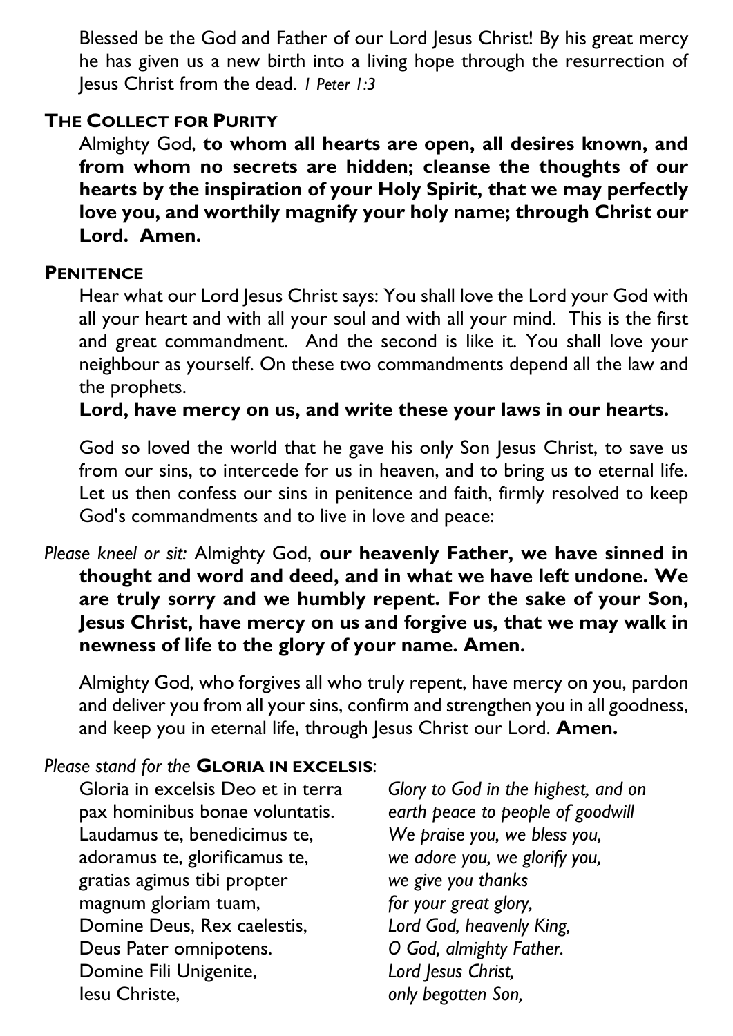Blessed be the God and Father of our Lord Jesus Christ! By his great mercy he has given us a new birth into a living hope through the resurrection of Jesus Christ from the dead. *1 Peter 1:3*

## THE COLLECT FOR PURITY

Almighty God, **to whom all hearts are open, all desires known, and from whom no secrets are hidden; cleanse the thoughts of our hearts by the inspiration of your Holy Spirit, that we may perfectly love you, and worthily magnify your holy name; through Christ our Lord. Amen.**

## PENITENCE

Hear what our Lord Jesus Christ says: You shall love the Lord your God with all your heart and with all your soul and with all your mind. This is the first and great commandment. And the second is like it. You shall love your neighbour as yourself. On these two commandments depend all the law and the prophets.

**Lord, have mercy on us, and write these your laws in our hearts.**

God so loved the world that he gave his only Son Jesus Christ, to save us from our sins, to intercede for us in heaven, and to bring us to eternal life. Let us then confess our sins in penitence and faith, firmly resolved to keep God's commandments and to live in love and peace:

*Please kneel or sit:* Almighty God, **our heavenly Father, we have sinned in thought and word and deed, and in what we have left undone. We are truly sorry and we humbly repent. For the sake of your Son, Jesus Christ, have mercy on us and forgive us, that we may walk in newness of life to the glory of your name. Amen.**

Almighty God, who forgives all who truly repent, have mercy on you, pardon and deliver you from all your sins, confirm and strengthen you in all goodness, and keep you in eternal life, through Jesus Christ our Lord. **Amen.**

*Please stand for the* **GLORIA IN EXCELSIS**:

| | |
|---|---|
| Gloria in excelsis Deo et in terra | *Glory to God in the highest, and on* |
| pax hominibus bonae voluntatis. | *earth peace to people of goodwill* |
| Laudamus te, benedicimus te, | *We praise you, we bless you,* |
| adoramus te, glorificamus te, | *we adore you, we glorify you,* |
| gratias agimus tibi propter | *we give you thanks* |
| magnum gloriam tuam, | *for your great glory,* |
| Domine Deus, Rex caelestis, | *Lord God, heavenly King,* |
| Deus Pater omnipotens. | *O God, almighty Father.* |
| Domine Fili Unigenite, | *Lord Jesus Christ,* |
| Iesu Christe, | *only begotten Son,* |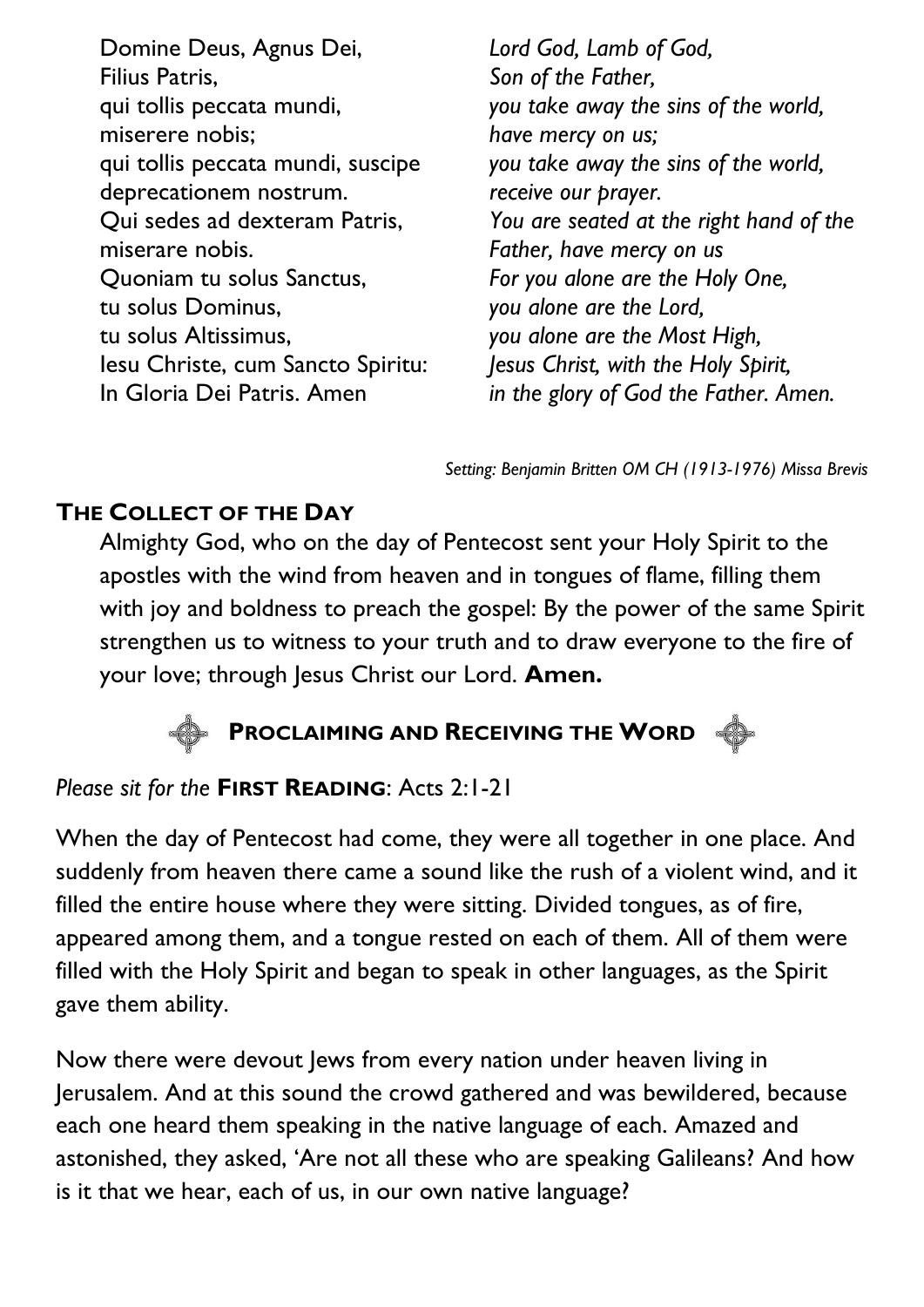| | |
|---|---|
| Domine Deus, Agnus Dei, | *Lord God, Lamb of God,* |
| Filius Patris, | *Son of the Father,* |
| qui tollis peccata mundi, | *you take away the sins of the world,* |
| miserere nobis; | *have mercy on us;* |
| qui tollis peccata mundi, suscipe | *you take away the sins of the world,* |
| deprecationem nostrum. | *receive our prayer.* |
| Qui sedes ad dexteram Patris, | *You are seated at the right hand of the* |
| miserare nobis. | *Father, have mercy on us* |
| Quoniam tu solus Sanctus, | *For you alone are the Holy One,* |
| tu solus Dominus, | *you alone are the Lord,* |
| tu solus Altissimus, | *you alone are the Most High,* |
| Iesu Christe, cum Sancto Spiritu: | *Jesus Christ, with the Holy Spirit,* |
| In Gloria Dei Patris. Amen | *in the glory of God the Father. Amen.* |

*Setting: Benjamin Britten OM CH (1913-1976) Missa Brevis*

## THE COLLECT OF THE DAY

Almighty God, who on the day of Pentecost sent your Holy Spirit to the apostles with the wind from heaven and in tongues of flame, filling them with joy and boldness to preach the gospel: By the power of the same Spirit strengthen us to witness to your truth and to draw everyone to the fire of your love; through Jesus Christ our Lord. **Amen.**

## PROCLAIMING AND RECEIVING THE WORD

*Please sit for the* **FIRST READING**: Acts 2:1-21

When the day of Pentecost had come, they were all together in one place. And suddenly from heaven there came a sound like the rush of a violent wind, and it filled the entire house where they were sitting. Divided tongues, as of fire, appeared among them, and a tongue rested on each of them. All of them were filled with the Holy Spirit and began to speak in other languages, as the Spirit gave them ability.

Now there were devout Jews from every nation under heaven living in Jerusalem. And at this sound the crowd gathered and was bewildered, because each one heard them speaking in the native language of each. Amazed and astonished, they asked, 'Are not all these who are speaking Galileans? And how is it that we hear, each of us, in our own native language?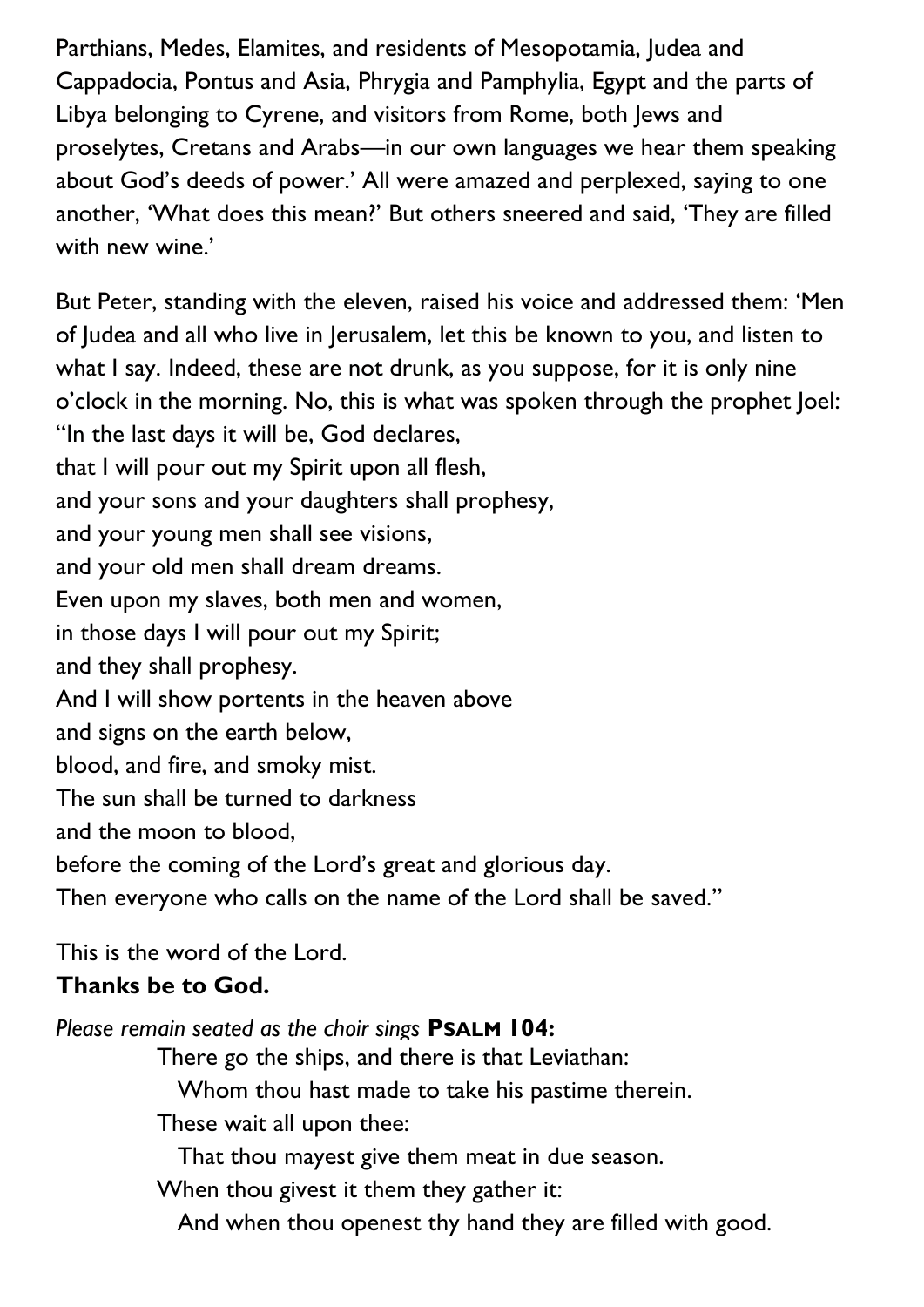Parthians, Medes, Elamites, and residents of Mesopotamia, Judea and Cappadocia, Pontus and Asia, Phrygia and Pamphylia, Egypt and the parts of Libya belonging to Cyrene, and visitors from Rome, both Jews and proselytes, Cretans and Arabs—in our own languages we hear them speaking about God's deeds of power.' All were amazed and perplexed, saying to one another, 'What does this mean?' But others sneered and said, 'They are filled with new wine.'

But Peter, standing with the eleven, raised his voice and addressed them: 'Men of Judea and all who live in Jerusalem, let this be known to you, and listen to what I say. Indeed, these are not drunk, as you suppose, for it is only nine o'clock in the morning. No, this is what was spoken through the prophet Joel:
"In the last days it will be, God declares,
that I will pour out my Spirit upon all flesh,
and your sons and your daughters shall prophesy,
and your young men shall see visions,
and your old men shall dream dreams.
Even upon my slaves, both men and women,
in those days I will pour out my Spirit;
and they shall prophesy.
And I will show portents in the heaven above
and signs on the earth below,
blood, and fire, and smoky mist.
The sun shall be turned to darkness
and the moon to blood,
before the coming of the Lord's great and glorious day.
Then everyone who calls on the name of the Lord shall be saved."

This is the word of the Lord.
**Thanks be to God.**

*Please remain seated as the choir sings* **PSALM 104:**

There go the ships, and there is that Leviathan:
  Whom thou hast made to take his pastime therein.
These wait all upon thee:
  That thou mayest give them meat in due season.
When thou givest it them they gather it:
  And when thou openest thy hand they are filled with good.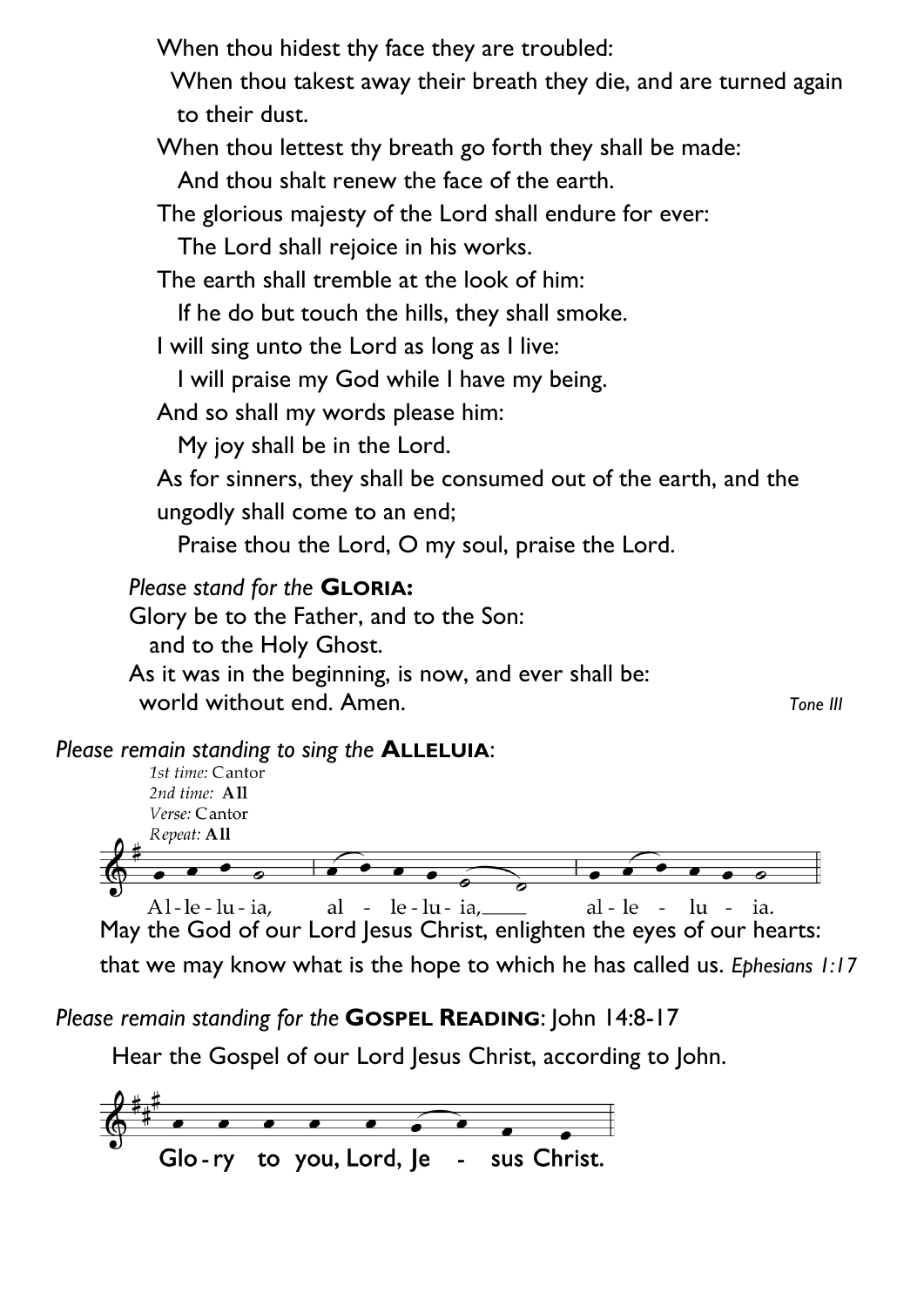When thou hidest thy face they are troubled:

When thou takest away their breath they die, and are turned again to their dust.

When thou lettest thy breath go forth they shall be made:

And thou shalt renew the face of the earth.

The glorious majesty of the Lord shall endure for ever:

The Lord shall rejoice in his works.

The earth shall tremble at the look of him:

If he do but touch the hills, they shall smoke.

I will sing unto the Lord as long as I live:

I will praise my God while I have my being.

And so shall my words please him:

My joy shall be in the Lord.

As for sinners, they shall be consumed out of the earth, and the ungodly shall come to an end;

Praise thou the Lord, O my soul, praise the Lord.

*Please stand for the* **GLORIA:**

Glory be to the Father, and to the Son:
and to the Holy Ghost.
As it was in the beginning, is now, and ever shall be:
world without end. Amen.

*Tone III*

*Please remain standing to sing the* **ALLELUIA**:

*1st time:* Cantor
*2nd time:* **All**
*Verse:* Cantor
*Repeat:* **All**

Al-le-lu-ia, al - le-lu-ia, al-le - lu - ia.

May the God of our Lord Jesus Christ, enlighten the eyes of our hearts: that we may know what is the hope to which he has called us. *Ephesians 1:17*

*Please remain standing for the* **GOSPEL READING**: John 14:8-17

Hear the Gospel of our Lord Jesus Christ, according to John.

Glo-ry to you, Lord, Je - sus Christ.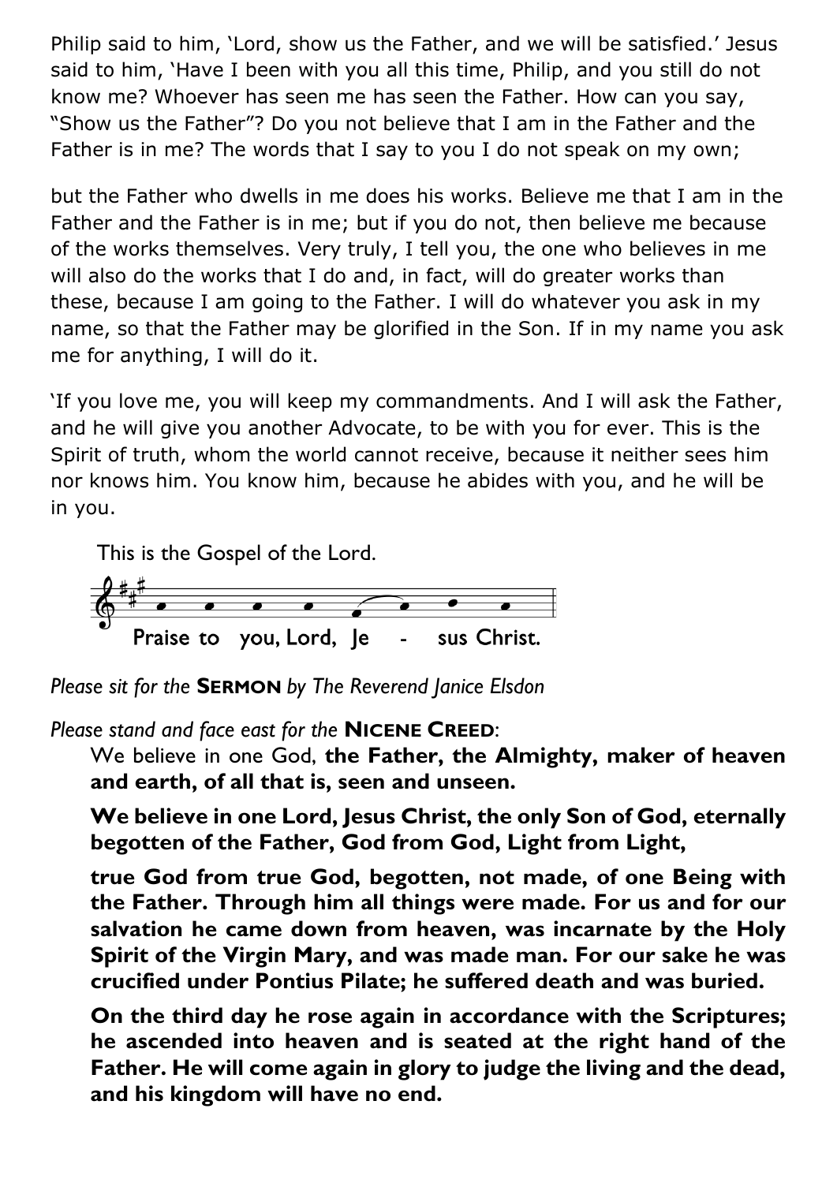Philip said to him, 'Lord, show us the Father, and we will be satisfied.' Jesus said to him, 'Have I been with you all this time, Philip, and you still do not know me? Whoever has seen me has seen the Father. How can you say, "Show us the Father"? Do you not believe that I am in the Father and the Father is in me? The words that I say to you I do not speak on my own;

but the Father who dwells in me does his works. Believe me that I am in the Father and the Father is in me; but if you do not, then believe me because of the works themselves. Very truly, I tell you, the one who believes in me will also do the works that I do and, in fact, will do greater works than these, because I am going to the Father. I will do whatever you ask in my name, so that the Father may be glorified in the Son. If in my name you ask me for anything, I will do it.

'If you love me, you will keep my commandments. And I will ask the Father, and he will give you another Advocate, to be with you for ever. This is the Spirit of truth, whom the world cannot receive, because it neither sees him nor knows him. You know him, because he abides with you, and he will be in you.

This is the Gospel of the Lord.

Praise to you, Lord, Je - sus Christ.

*Please sit for the* **SERMON** *by The Reverend Janice Elsdon*

*Please stand and face east for the* **NICENE CREED**:

We believe in one God, **the Father, the Almighty, maker of heaven and earth, of all that is, seen and unseen.**

**We believe in one Lord, Jesus Christ, the only Son of God, eternally begotten of the Father, God from God, Light from Light,**

**true God from true God, begotten, not made, of one Being with the Father. Through him all things were made. For us and for our salvation he came down from heaven, was incarnate by the Holy Spirit of the Virgin Mary, and was made man. For our sake he was crucified under Pontius Pilate; he suffered death and was buried.**

**On the third day he rose again in accordance with the Scriptures; he ascended into heaven and is seated at the right hand of the Father. He will come again in glory to judge the living and the dead, and his kingdom will have no end.**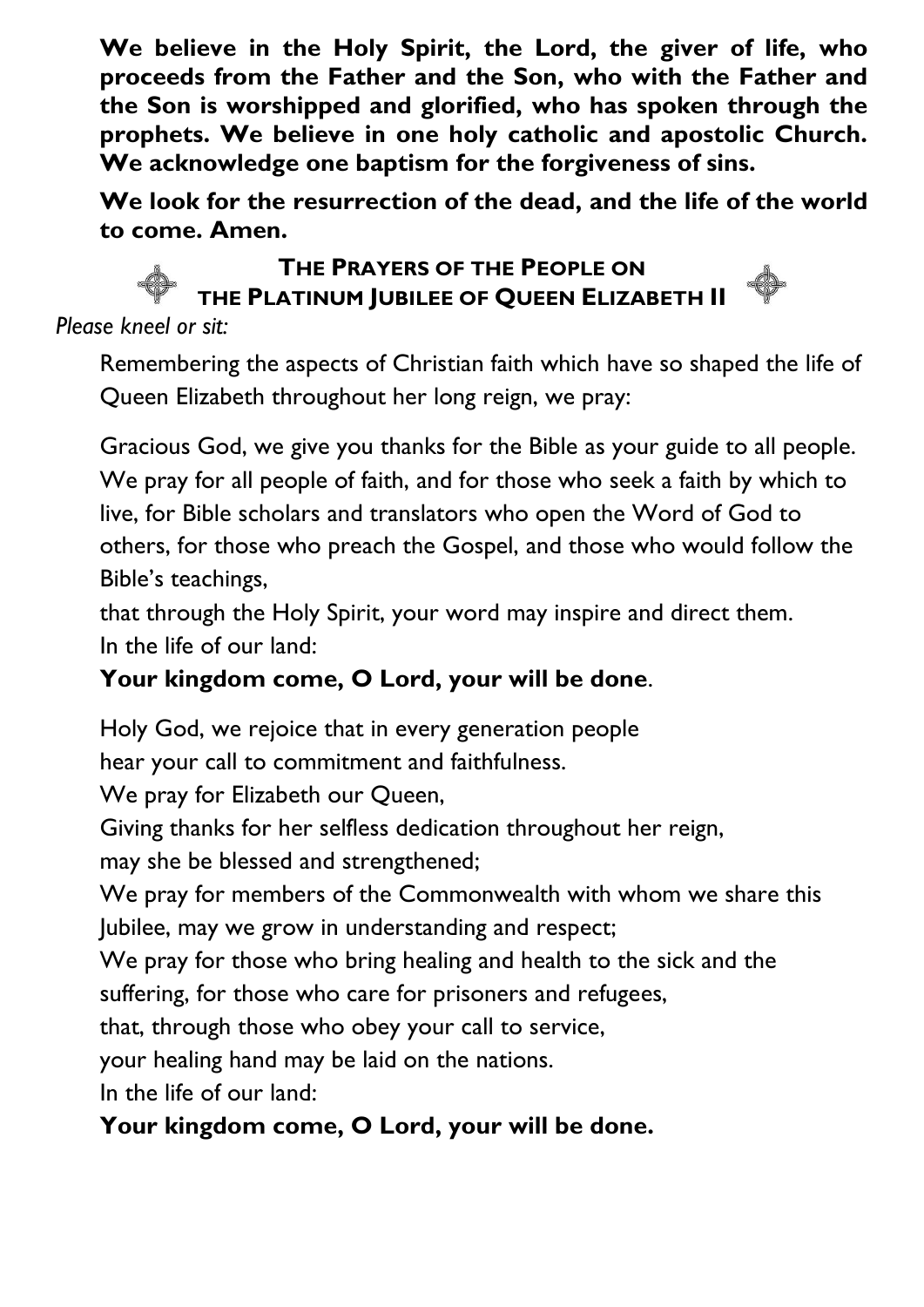**We believe in the Holy Spirit, the Lord, the giver of life, who proceeds from the Father and the Son, who with the Father and the Son is worshipped and glorified, who has spoken through the prophets. We believe in one holy catholic and apostolic Church. We acknowledge one baptism for the forgiveness of sins.**

**We look for the resurrection of the dead, and the life of the world to come. Amen.**

## THE PRAYERS OF THE PEOPLE ON THE PLATINUM JUBILEE OF QUEEN ELIZABETH II

*Please kneel or sit:*

Remembering the aspects of Christian faith which have so shaped the life of Queen Elizabeth throughout her long reign, we pray:

Gracious God, we give you thanks for the Bible as your guide to all people. We pray for all people of faith, and for those who seek a faith by which to live, for Bible scholars and translators who open the Word of God to others, for those who preach the Gospel, and those who would follow the Bible's teachings,
that through the Holy Spirit, your word may inspire and direct them.
In the life of our land:
**Your kingdom come, O Lord, your will be done**.

Holy God, we rejoice that in every generation people
hear your call to commitment and faithfulness.
We pray for Elizabeth our Queen,
Giving thanks for her selfless dedication throughout her reign,
may she be blessed and strengthened;
We pray for members of the Commonwealth with whom we share this Jubilee, may we grow in understanding and respect;
We pray for those who bring healing and health to the sick and the suffering, for those who care for prisoners and refugees,
that, through those who obey your call to service,
your healing hand may be laid on the nations.
In the life of our land:
**Your kingdom come, O Lord, your will be done.**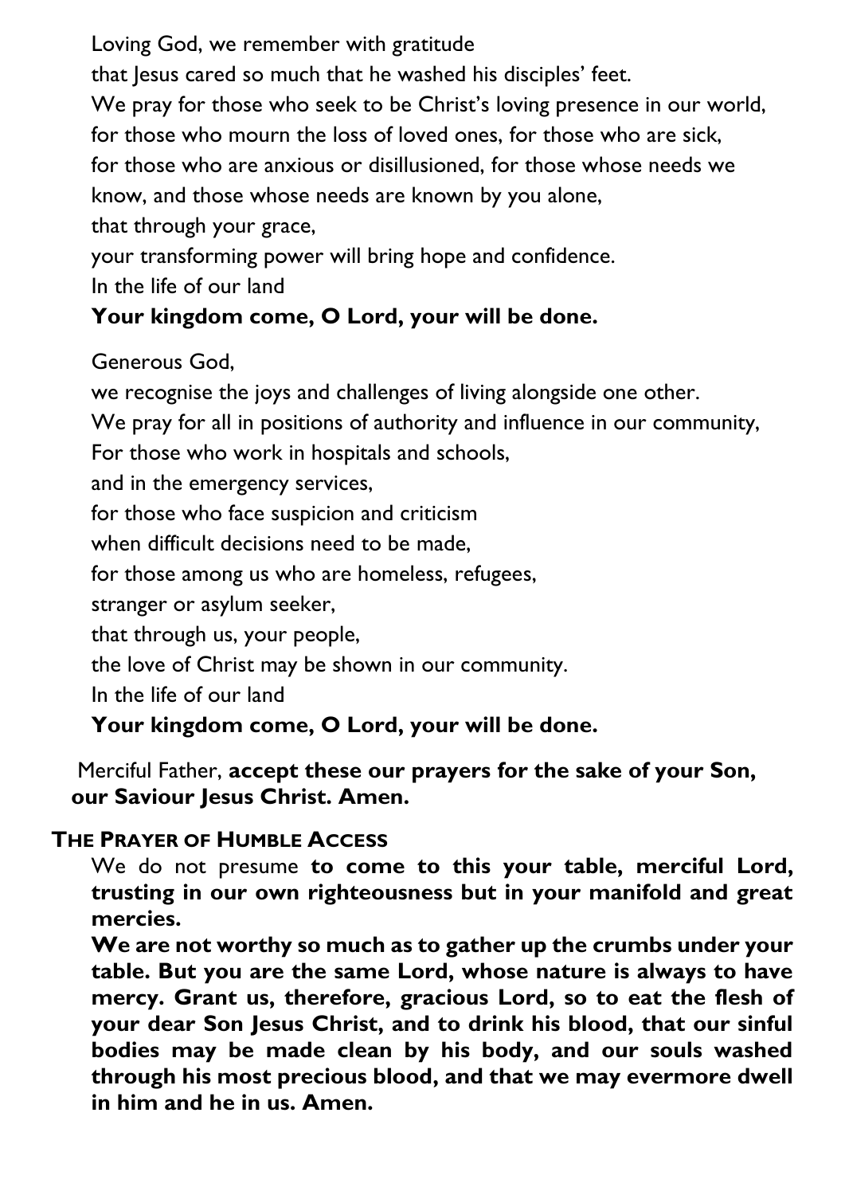Loving God, we remember with gratitude
that Jesus cared so much that he washed his disciples' feet.
We pray for those who seek to be Christ's loving presence in our world,
for those who mourn the loss of loved ones, for those who are sick,
for those who are anxious or disillusioned, for those whose needs we know, and those whose needs are known by you alone,
that through your grace,
your transforming power will bring hope and confidence.
In the life of our land
**Your kingdom come, O Lord, your will be done.**

Generous God,
we recognise the joys and challenges of living alongside one other.
We pray for all in positions of authority and influence in our community,
For those who work in hospitals and schools,
and in the emergency services,
for those who face suspicion and criticism
when difficult decisions need to be made,
for those among us who are homeless, refugees,
stranger or asylum seeker,
that through us, your people,
the love of Christ may be shown in our community.
In the life of our land
**Your kingdom come, O Lord, your will be done.**

Merciful Father, **accept these our prayers for the sake of your Son, our Saviour Jesus Christ. Amen.**

**THE PRAYER OF HUMBLE ACCESS**

We do not presume **to come to this your table, merciful Lord, trusting in our own righteousness but in your manifold and great mercies.**

**We are not worthy so much as to gather up the crumbs under your table. But you are the same Lord, whose nature is always to have mercy. Grant us, therefore, gracious Lord, so to eat the flesh of your dear Son Jesus Christ, and to drink his blood, that our sinful bodies may be made clean by his body, and our souls washed through his most precious blood, and that we may evermore dwell in him and he in us. Amen.**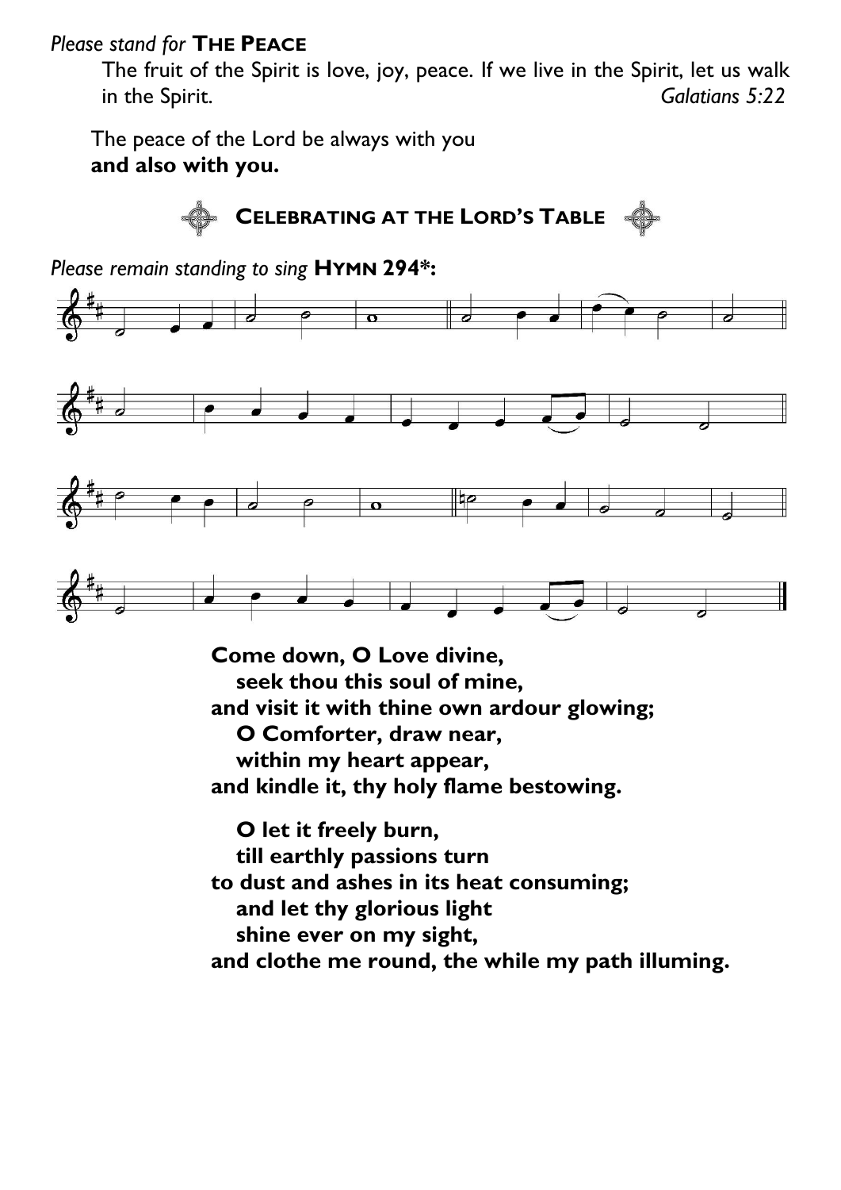*Please stand for* **THE PEACE**

The fruit of the Spirit is love, joy, peace. If we live in the Spirit, let us walk in the Spirit. *Galatians 5:22*

The peace of the Lord be always with you
**and also with you.**

## CELEBRATING AT THE LORD'S TABLE

*Please remain standing to sing* **HYMN 294*:**

**Come down, O Love divine,**
**seek thou this soul of mine,**
**and visit it with thine own ardour glowing;**
**O Comforter, draw near,**
**within my heart appear,**
**and kindle it, thy holy flame bestowing.**

**O let it freely burn,**
**till earthly passions turn**
**to dust and ashes in its heat consuming;**
**and let thy glorious light**
**shine ever on my sight,**
**and clothe me round, the while my path illuming.**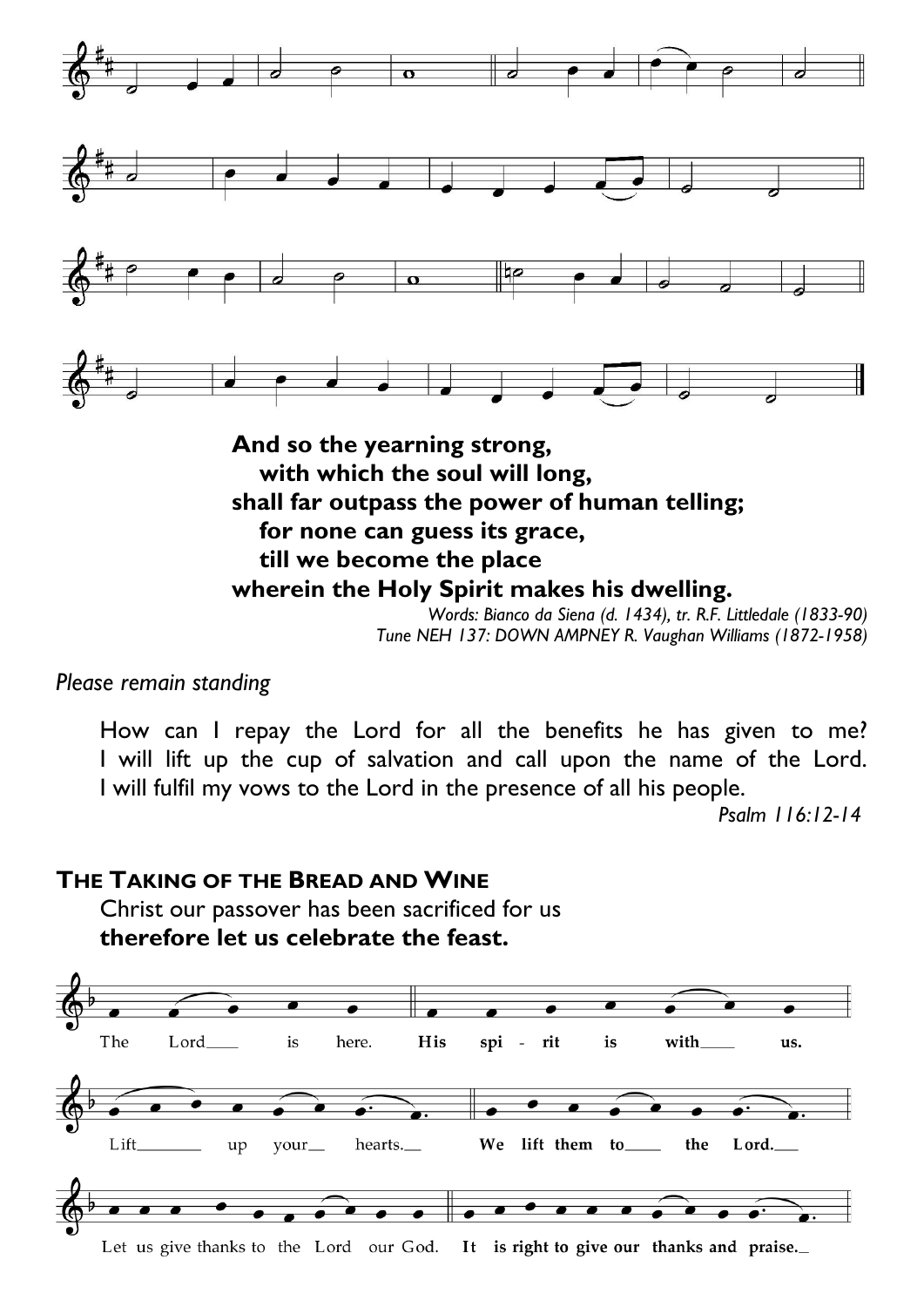**And so the yearning strong,**
**with which the soul will long,**
**shall far outpass the power of human telling;**
**for none can guess its grace,**
**till we become the place**
**wherein the Holy Spirit makes his dwelling.**

*Words: Bianco da Siena (d. 1434), tr. R.F. Littledale (1833-90)*
*Tune NEH 137: DOWN AMPNEY R. Vaughan Williams (1872-1958)*

*Please remain standing*

How can I repay the Lord for all the benefits he has given to me? I will lift up the cup of salvation and call upon the name of the Lord. I will fulfil my vows to the Lord in the presence of all his people.

*Psalm 116:12-14*

## THE TAKING OF THE BREAD AND WINE

Christ our passover has been sacrificed for us
**therefore let us celebrate the feast.**

The Lord is here. **His spirit is with us.**

Lift up your hearts. **We lift them to the Lord.**

Let us give thanks to the Lord our God. **It is right to give our thanks and praise.**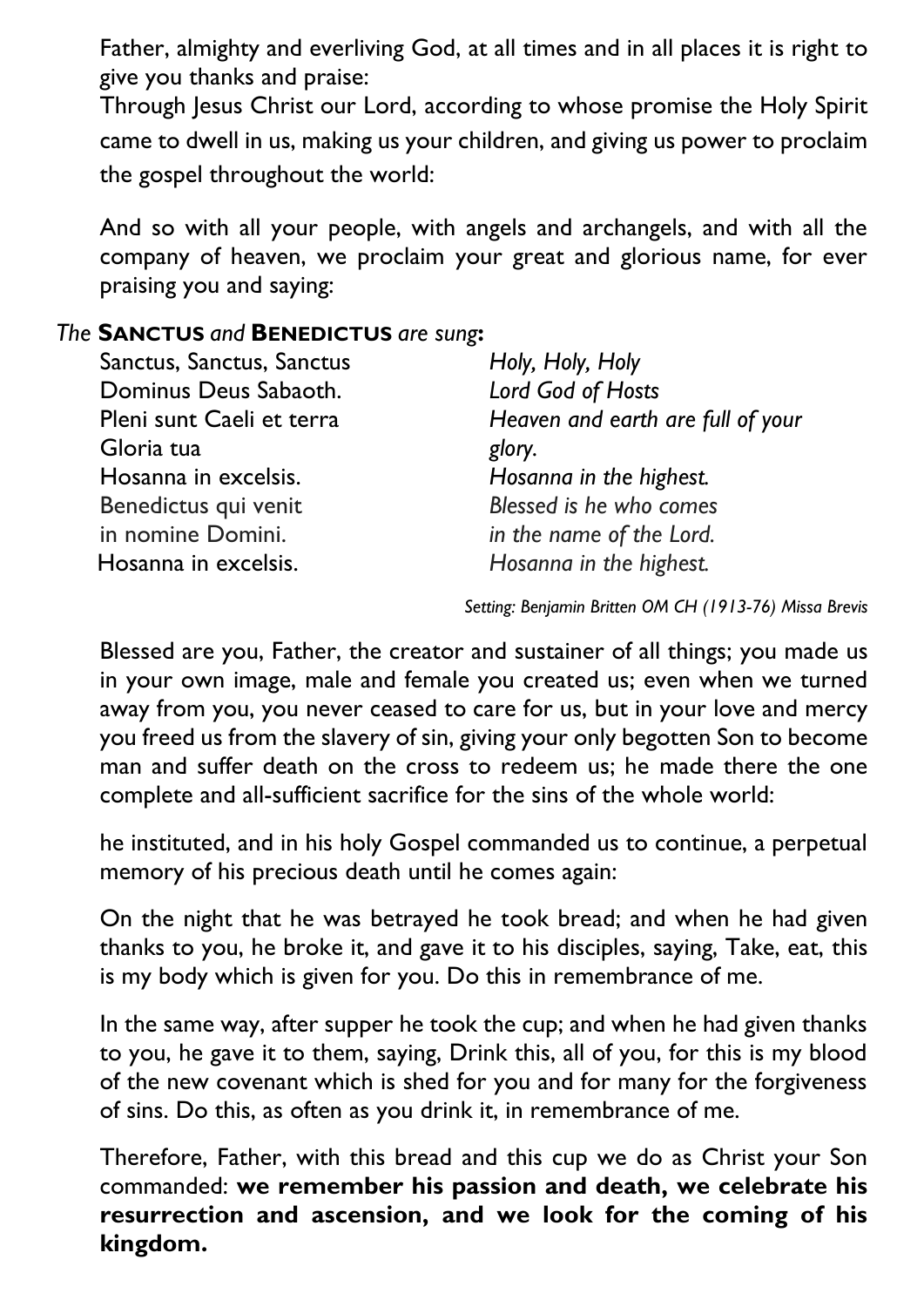Father, almighty and everliving God, at all times and in all places it is right to give you thanks and praise:
Through Jesus Christ our Lord, according to whose promise the Holy Spirit came to dwell in us, making us your children, and giving us power to proclaim the gospel throughout the world:

And so with all your people, with angels and archangels, and with all the company of heaven, we proclaim your great and glorious name, for ever praising you and saying:

*The* **SANCTUS** *and* **BENEDICTUS** *are sung***:**

| | |
|---|---|
| Sanctus, Sanctus, Sanctus | *Holy, Holy, Holy* |
| Dominus Deus Sabaoth. | *Lord God of Hosts* |
| Pleni sunt Caeli et terra | *Heaven and earth are full of your* |
| Gloria tua | *glory.* |
| Hosanna in excelsis. | *Hosanna in the highest.* |
| Benedictus qui venit | *Blessed is he who comes* |
| in nomine Domini. | *in the name of the Lord.* |
| Hosanna in excelsis. | *Hosanna in the highest.* |

*Setting: Benjamin Britten OM CH (1913-76) Missa Brevis*

Blessed are you, Father, the creator and sustainer of all things; you made us in your own image, male and female you created us; even when we turned away from you, you never ceased to care for us, but in your love and mercy you freed us from the slavery of sin, giving your only begotten Son to become man and suffer death on the cross to redeem us; he made there the one complete and all-sufficient sacrifice for the sins of the whole world:

he instituted, and in his holy Gospel commanded us to continue, a perpetual memory of his precious death until he comes again:

On the night that he was betrayed he took bread; and when he had given thanks to you, he broke it, and gave it to his disciples, saying, Take, eat, this is my body which is given for you. Do this in remembrance of me.

In the same way, after supper he took the cup; and when he had given thanks to you, he gave it to them, saying, Drink this, all of you, for this is my blood of the new covenant which is shed for you and for many for the forgiveness of sins. Do this, as often as you drink it, in remembrance of me.

Therefore, Father, with this bread and this cup we do as Christ your Son commanded: **we remember his passion and death, we celebrate his resurrection and ascension, and we look for the coming of his kingdom.**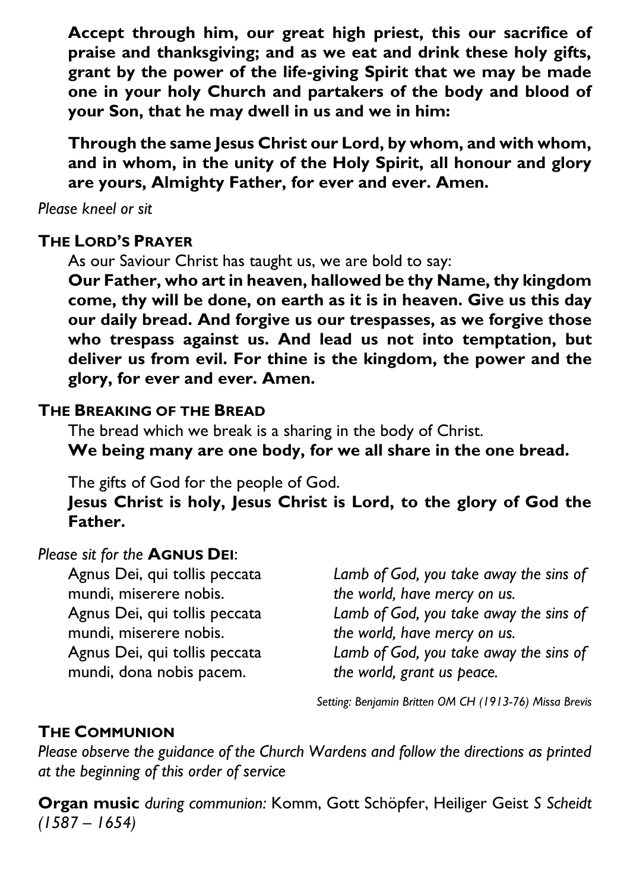**Accept through him, our great high priest, this our sacrifice of praise and thanksgiving; and as we eat and drink these holy gifts, grant by the power of the life-giving Spirit that we may be made one in your holy Church and partakers of the body and blood of your Son, that he may dwell in us and we in him:**

**Through the same Jesus Christ our Lord, by whom, and with whom, and in whom, in the unity of the Holy Spirit, all honour and glory are yours, Almighty Father, for ever and ever. Amen.**

*Please kneel or sit*

### THE LORD'S PRAYER

As our Saviour Christ has taught us, we are bold to say:

**Our Father, who art in heaven, hallowed be thy Name, thy kingdom come, thy will be done, on earth as it is in heaven. Give us this day our daily bread. And forgive us our trespasses, as we forgive those who trespass against us. And lead us not into temptation, but deliver us from evil. For thine is the kingdom, the power and the glory, for ever and ever. Amen.**

### THE BREAKING OF THE BREAD

The bread which we break is a sharing in the body of Christ.
**We being many are one body, for we all share in the one bread.**

The gifts of God for the people of God.
**Jesus Christ is holy, Jesus Christ is Lord, to the glory of God the Father.**

*Please sit for the* **AGNUS DEI**:

Agnus Dei, qui tollis peccata mundi, miserere nobis.
Agnus Dei, qui tollis peccata mundi, miserere nobis.
Agnus Dei, qui tollis peccata mundi, dona nobis pacem.

*Lamb of God, you take away the sins of the world, have mercy on us.*
*Lamb of God, you take away the sins of the world, have mercy on us.*
*Lamb of God, you take away the sins of the world, grant us peace.*

*Setting: Benjamin Britten OM CH (1913-76) Missa Brevis*

### THE COMMUNION

*Please observe the guidance of the Church Wardens and follow the directions as printed at the beginning of this order of service*

**Organ music** *during communion:* Komm, Gott Schöpfer, Heiliger Geist *S Scheidt (1587 – 1654)*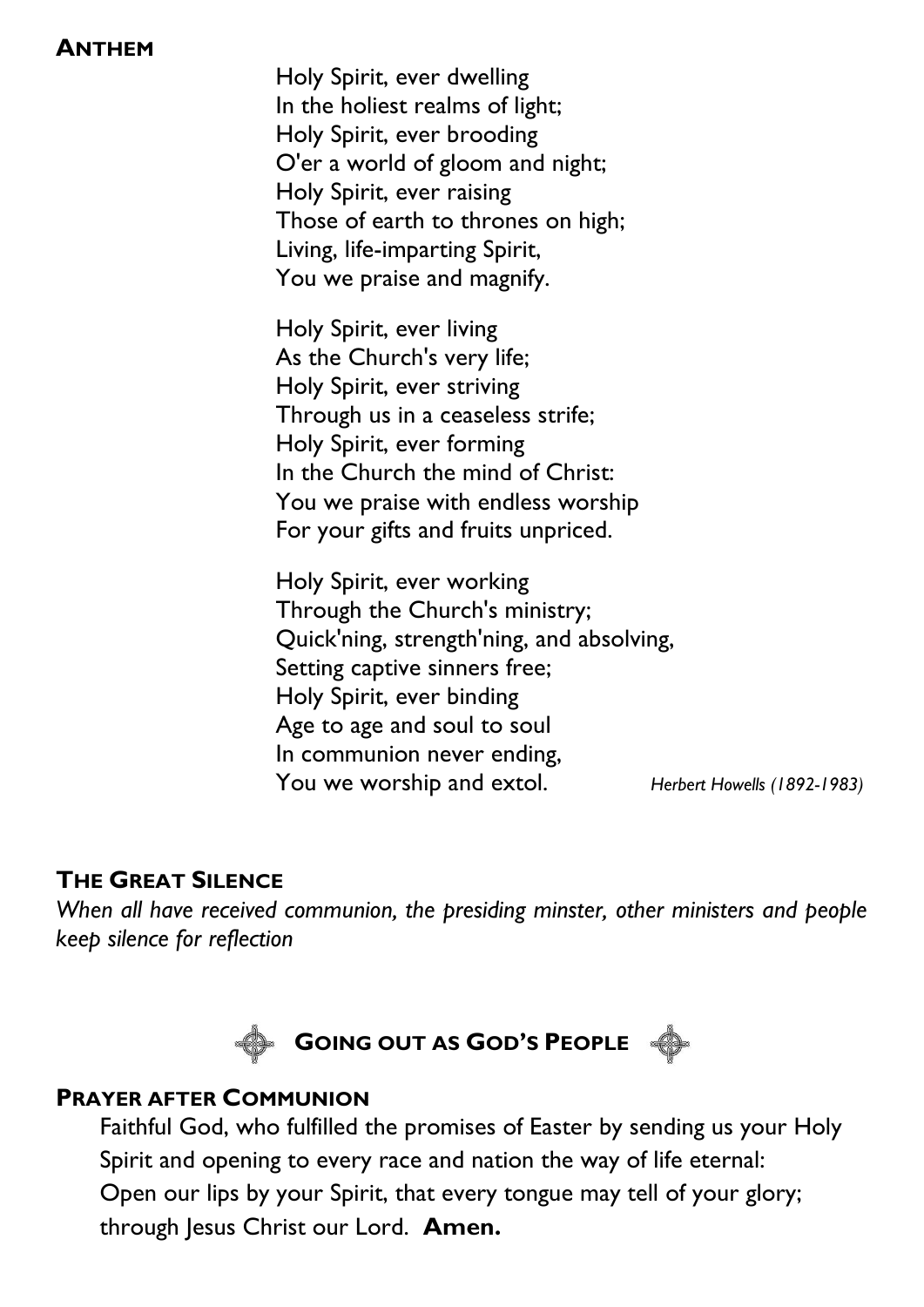## ANTHEM

Holy Spirit, ever dwelling
In the holiest realms of light;
Holy Spirit, ever brooding
O'er a world of gloom and night;
Holy Spirit, ever raising
Those of earth to thrones on high;
Living, life-imparting Spirit,
You we praise and magnify.

Holy Spirit, ever living
As the Church's very life;
Holy Spirit, ever striving
Through us in a ceaseless strife;
Holy Spirit, ever forming
In the Church the mind of Christ:
You we praise with endless worship
For your gifts and fruits unpriced.

Holy Spirit, ever working
Through the Church's ministry;
Quick'ning, strength'ning, and absolving,
Setting captive sinners free;
Holy Spirit, ever binding
Age to age and soul to soul
In communion never ending,
You we worship and extol.

*Herbert Howells (1892-1983)*

## THE GREAT SILENCE

*When all have received communion, the presiding minster, other ministers and people keep silence for reflection*

## GOING OUT AS GOD'S PEOPLE

## PRAYER AFTER COMMUNION

Faithful God, who fulfilled the promises of Easter by sending us your Holy Spirit and opening to every race and nation the way of life eternal: Open our lips by your Spirit, that every tongue may tell of your glory; through Jesus Christ our Lord. **Amen.**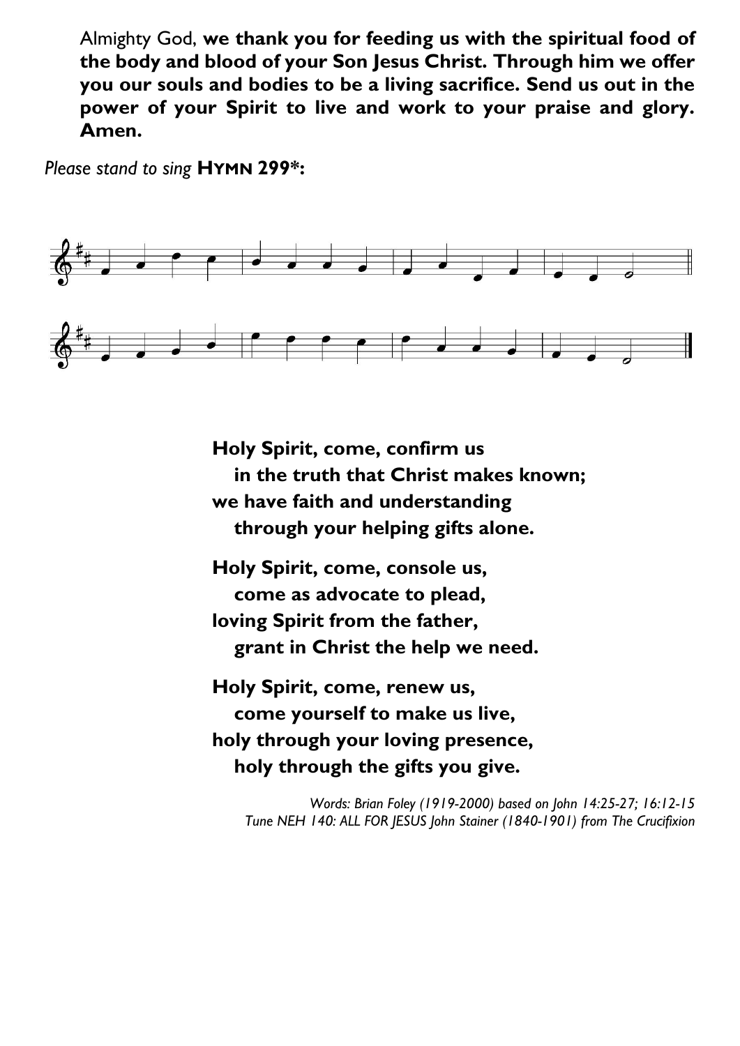Almighty God, **we thank you for feeding us with the spiritual food of the body and blood of your Son Jesus Christ. Through him we offer you our souls and bodies to be a living sacrifice. Send us out in the power of your Spirit to live and work to your praise and glory. Amen.**

*Please stand to sing* **HYMN 299*:**

**Holy Spirit, come, confirm us**
**in the truth that Christ makes known;**
**we have faith and understanding**
**through your helping gifts alone.**

**Holy Spirit, come, console us,**
**come as advocate to plead,**
**loving Spirit from the father,**
**grant in Christ the help we need.**

**Holy Spirit, come, renew us,**
**come yourself to make us live,**
**holy through your loving presence,**
**holy through the gifts you give.**

*Words: Brian Foley (1919-2000) based on John 14:25-27; 16:12-15*
*Tune NEH 140: ALL FOR JESUS John Stainer (1840-1901) from The Crucifixion*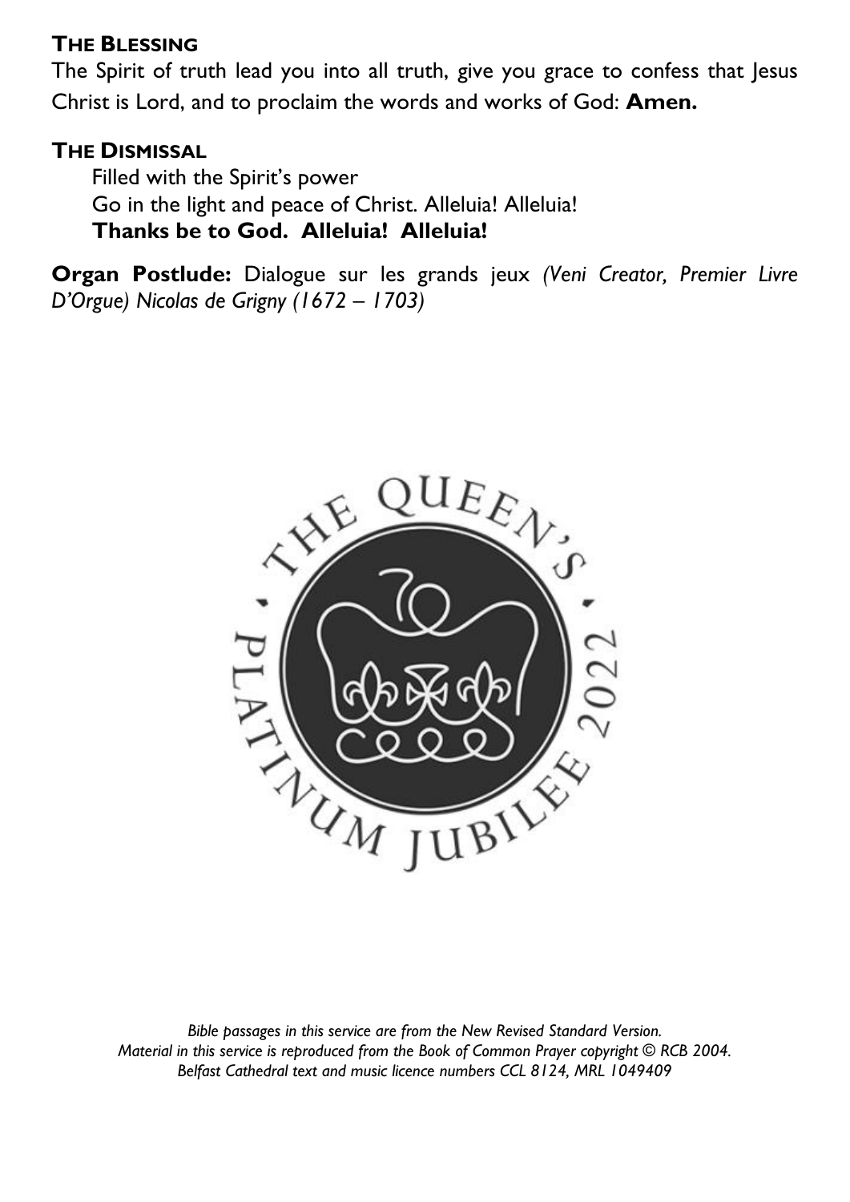**THE BLESSING**

The Spirit of truth lead you into all truth, give you grace to confess that Jesus Christ is Lord, and to proclaim the words and works of God: **Amen.**

**THE DISMISSAL**

Filled with the Spirit's power
Go in the light and peace of Christ. Alleluia! Alleluia!
**Thanks be to God. Alleluia! Alleluia!**

**Organ Postlude:** Dialogue sur les grands jeux *(Veni Creator, Premier Livre D'Orgue) Nicolas de Grigny (1672 – 1703)*

*Bible passages in this service are from the New Revised Standard Version.*
*Material in this service is reproduced from the Book of Common Prayer copyright © RCB 2004.*
*Belfast Cathedral text and music licence numbers CCL 8124, MRL 1049409*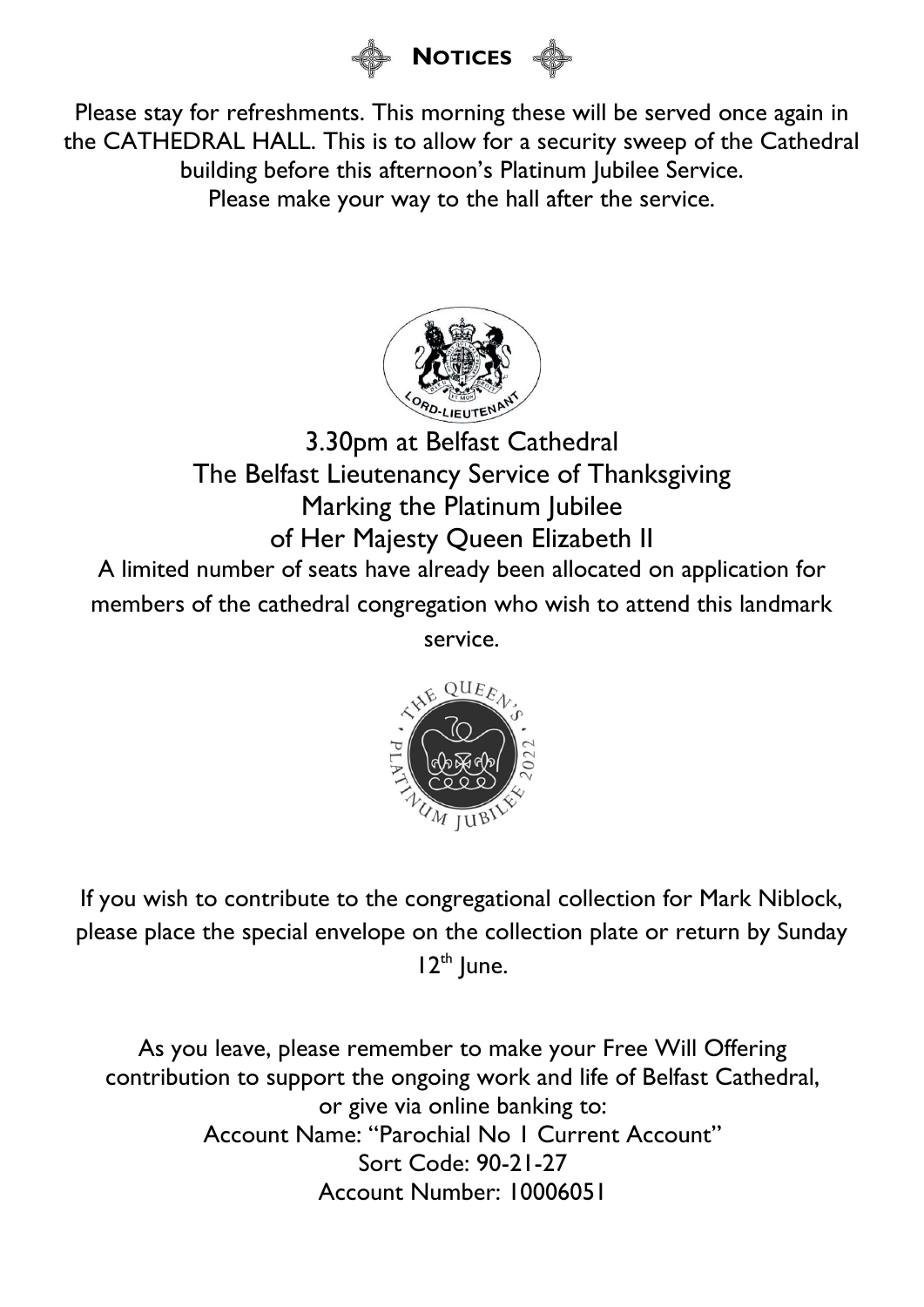# Notices

Please stay for refreshments. This morning these will be served once again in the CATHEDRAL HALL. This is to allow for a security sweep of the Cathedral building before this afternoon's Platinum Jubilee Service.
Please make your way to the hall after the service.

3.30pm at Belfast Cathedral
The Belfast Lieutenancy Service of Thanksgiving
Marking the Platinum Jubilee
of Her Majesty Queen Elizabeth II

A limited number of seats have already been allocated on application for members of the cathedral congregation who wish to attend this landmark service.

If you wish to contribute to the congregational collection for Mark Niblock, please place the special envelope on the collection plate or return by Sunday 12th June.

As you leave, please remember to make your Free Will Offering contribution to support the ongoing work and life of Belfast Cathedral, or give via online banking to:
Account Name: "Parochial No 1 Current Account"
Sort Code: 90-21-27
Account Number: 10006051